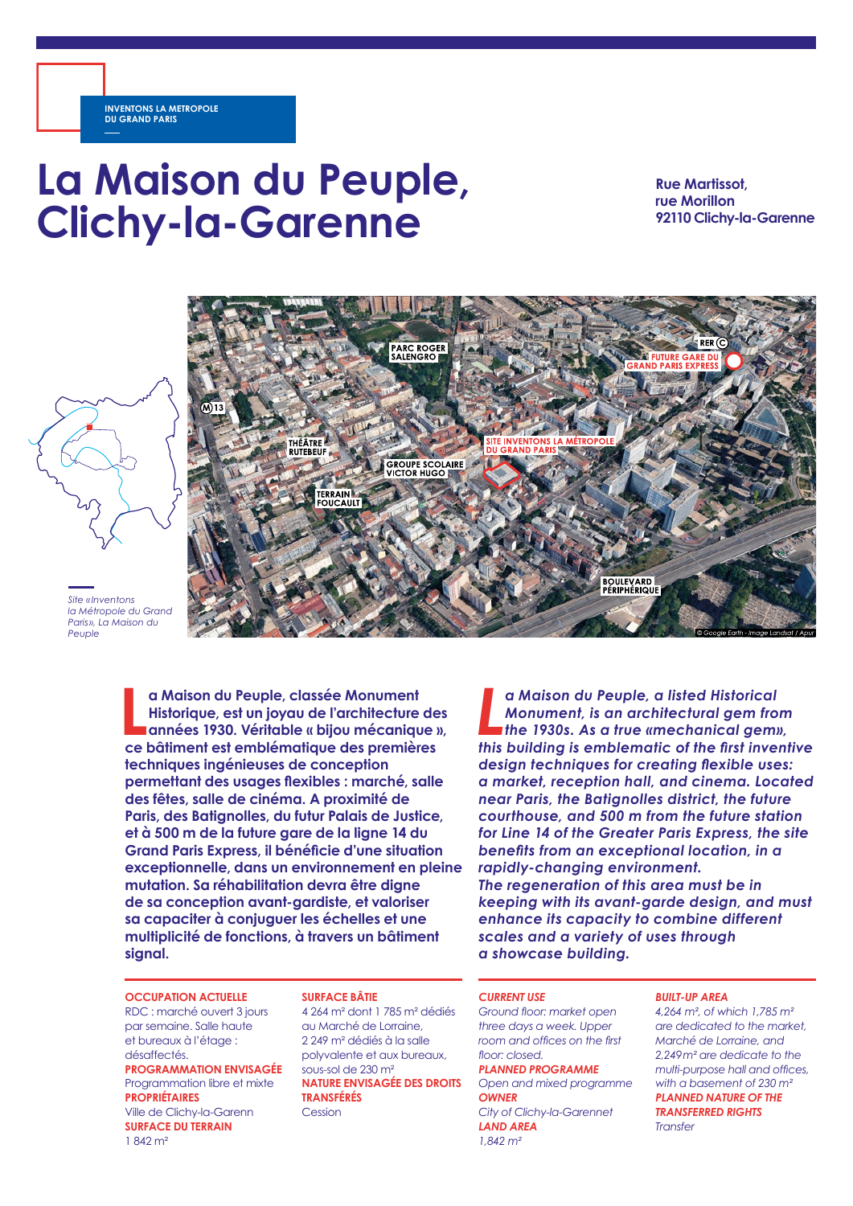INVENTONS LA METROPOLE DU GRAND PARIS

# La Maison du Peuple, Clichy-la-Garenne

**Rue Martissot, rue Morillon 92110 Clichy-la-Garenne**

*Site «Inventons la Métropole du Grand Paris», La Maison du Peuple*

**La Maison du Peuple, classée Monument Historique, est un joyau de l'architecture des années 1930. Véritable « bijou mécanique », ce bâtiment est emblématique des premières techniques ingénieuses de conception permettant des usages flexibles : marché, salle des fêtes, salle de cinéma. A proximité de Paris, des Batignolles, du futur Palais de Justice, et à 500 m de la future gare de la ligne 14 du Grand Paris Express, il bénéficie d'une situation exceptionnelle, dans un environnement en pleine mutation. Sa réhabilitation devra être digne de sa conception avant-gardiste, et valoriser sa capaciter à conjuguer les échelles et une multiplicité de fonctions, à travers un bâtiment signal.**

***La Maison du Peuple, a listed Historical Monument, is an architectural gem from the 1930s. As a true «mechanical gem», this building is emblematic of the first inventive design techniques for creating flexible uses: a market, reception hall, and cinema. Located near Paris, the Batignolles district, the future courthouse, and 500 m from the future station for Line 14 of the Greater Paris Express, the site benefits from an exceptional location, in a rapidly-changing environment. The regeneration of this area must be in keeping with its avant-garde design, and must enhance its capacity to combine different scales and a variety of uses through a showcase building.***

**OCCUPATION ACTUELLE**
RDC : marché ouvert 3 jours par semaine. Salle haute et bureaux à l'étage : désaffectés.

**PROGRAMMATION ENVISAGÉE**
Programmation libre et mixte

**PROPRIÉTAIRES**
Ville de Clichy-la-Garenn

**SURFACE DU TERRAIN**
1 842 m²

**SURFACE BÂTIE**
4 264 m² dont 1 785 m² dédiés au Marché de Lorraine, 2 249 m² dédiés à la salle polyvalente et aux bureaux, sous-sol de 230 m²

**NATURE ENVISAGÉE DES DROITS TRANSFÉRÉS**
Cession

***CURRENT USE***
*Ground floor: market open three days a week. Upper room and offices on the first floor: closed.*

***PLANNED PROGRAMME***
*Open and mixed programme*

***OWNER***
*City of Clichy-la-Garennet*

***LAND AREA***
*1,842 m²*

***BUILT-UP AREA***
*4,264 m², of which 1,785 m² are dedicated to the market, Marché de Lorraine, and 2,249m² are dedicate to the multi-purpose hall and offices, with a basement of 230 m²*

***PLANNED NATURE OF THE TRANSFERRED RIGHTS***
*Transfer*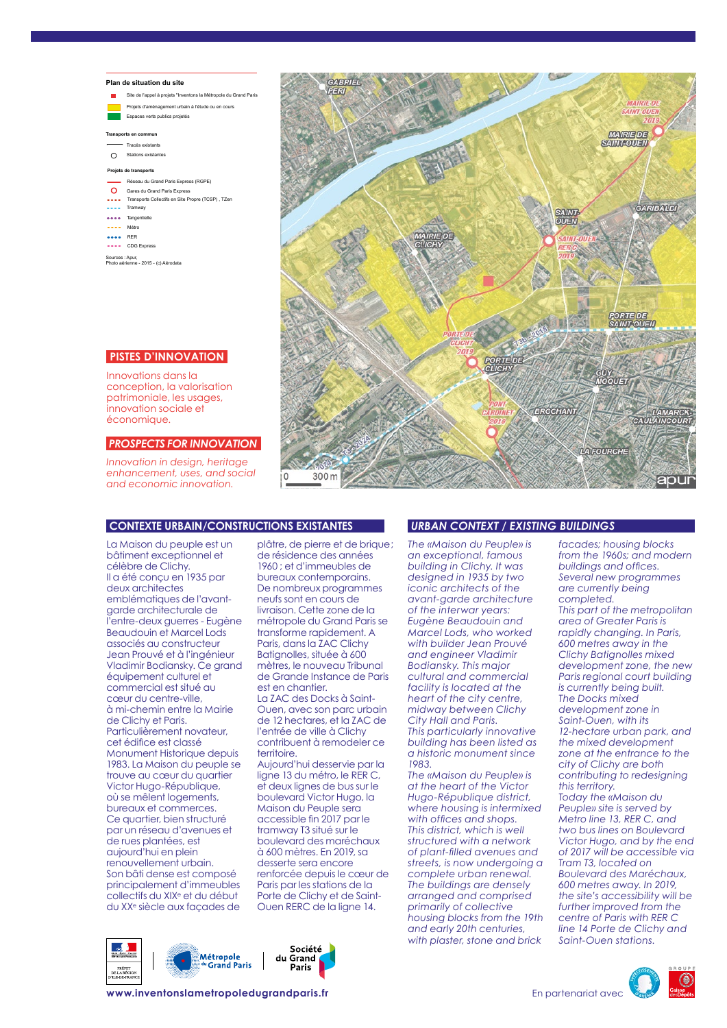**Plan de situation du site**

- Site de l'appel à projets "Inventons la Métropole du Grand Paris"
- Projets d'aménagement urbain à l'étude ou en cours
- Espaces verts publics projetés

**Transports en commun**

- Tracés existants
- Stations existantes

**Projets de transports**

- Réseau du Grand Paris Express (RGPE)
- Gares du Grand Paris Express
- Transports Collectifs en Site Propre (TCSP) , TZen
- Tramway
- Tangentielle
- Métro
- RER
- CDG Express

Sources : Apur,
Photo aérienne - 2015 - (c) Aérodata

GABRIEL PERI
MAIRIE DE SAINT-OUEN 2019
MAIRIE DE SAINT-OUEN
SAINT-OUEN
GARIBALDI
SAINT-OUEN RER C 2019
MAIRIE DE CLICHY
PORTE DE SAINT-OUEN
PORTE DE CLICHY 2019
T3b - 2018
PORTE DE CLICHY
GUY MOQUET
PONT CARDINET 2019
BROCHANT
LAMARCK-CAULAINCOURT
LA FOURCHE
2024
T3 - 2024
0 300 m
apur

## PISTES D'INNOVATION

Innovations dans la conception, la valorisation patrimoniale, les usages, innovation sociale et économique.

## *PROSPECTS FOR INNOVATION*

*Innovation in design, heritage enhancement, uses, and social and economic innovation.*

## CONTEXTE URBAIN/CONSTRUCTIONS EXISTANTES

La Maison du peuple est un bâtiment exceptionnel et célèbre de Clichy.
Il a été conçu en 1935 par deux architectes emblématiques de l'avant-garde architecturale de l'entre-deux guerres - Eugène Beaudouin et Marcel Lods associés au constructeur Jean Prouvé et à l'ingénieur Vladimir Bodiansky. Ce grand équipement culturel et commercial est situé au cœur du centre-ville, à mi-chemin entre la Mairie de Clichy et Paris.
Particulièrement novateur, cet édifice est classé Monument Historique depuis 1983. La Maison du peuple se trouve au cœur du quartier Victor Hugo-République, où se mêlent logements, bureaux et commerces.
Ce quartier, bien structuré par un réseau d'avenues et de rues plantées, est aujourd'hui en plein renouvellement urbain.
Son bâti dense est composé principalement d'immeubles collectifs du XIXe et du début du XXe siècle aux façades de plâtre, de pierre et de brique ; de résidence des années 1960 ; et d'immeubles de bureaux contemporains.
De nombreux programmes neufs sont en cours de livraison. Cette zone de la métropole du Grand Paris se transforme rapidement. A Paris, dans la ZAC Clichy Batignolles, située à 600 mètres, le nouveau Tribunal de Grande Instance de Paris est en chantier.
La ZAC des Docks à Saint-Ouen, avec son parc urbain de 12 hectares, et la ZAC de l'entrée de ville à Clichy contribuent à remodeler ce territoire.
Aujourd'hui desservie par la ligne 13 du métro, le RER C, et deux lignes de bus sur le boulevard Victor Hugo, la Maison du Peuple sera accessible fin 2017 par le tramway T3 situé sur le boulevard des maréchaux à 600 mètres. En 2019, sa desserte sera encore renforcée depuis le cœur de Paris par les stations de la Porte de Clichy et de Saint-Ouen RERC de la ligne 14.

## *URBAN CONTEXT / EXISTING BUILDINGS*

*The «Maison du Peuple» is an exceptional, famous building in Clichy. It was designed in 1935 by two iconic architects of the avant-garde architecture of the interwar years: Eugène Beaudouin and Marcel Lods, who worked with builder Jean Prouvé and engineer Vladimir Bodiansky. This major cultural and commercial facility is located at the heart of the city centre, midway between Clichy City Hall and Paris.*
*This particularly innovative building has been listed as a historic monument since 1983.*
*The «Maison du Peuple» is at the heart of the Victor Hugo-République district, where housing is intermixed with offices and shops.*
*This district, which is well structured with a network of plant-filled avenues and streets, is now undergoing a complete urban renewal.*
*The buildings are densely arranged and comprised primarily of collective housing blocks from the 19th and early 20th centuries, with plaster, stone and brick facades; housing blocks from the 1960s; and modern buildings and offices.*
*Several new programmes are currently being completed.*
*This part of the metropolitan area of Greater Paris is rapidly changing. In Paris, 600 metres away in the Clichy Batignolles mixed development zone, the new Paris regional court building is currently being built.*
*The Docks mixed development zone in Saint-Ouen, with its 12-hectare urban park, and the mixed development zone at the entrance to the city of Clichy are both contributing to redesigning this territory.*
*Today the «Maison du Peuple» site is served by Metro line 13, RER C, and two bus lines on Boulevard Victor Hugo, and by the end of 2017 will be accessible via Tram T3, located on Boulevard des Maréchaux, 600 metres away. In 2019, the site's accessibility will be further improved from the centre of Paris with RER C line 14 Porte de Clichy and Saint-Ouen stations.*

PRÉFET DE LA RÉGION D'ILE-DE-FRANCE
Métropole du Grand Paris
Société du Grand Paris

**www.inventonslametropoledugrandparis.fr**

En partenariat avec
Investissements d'avenir
Groupe Caisse des Dépôts